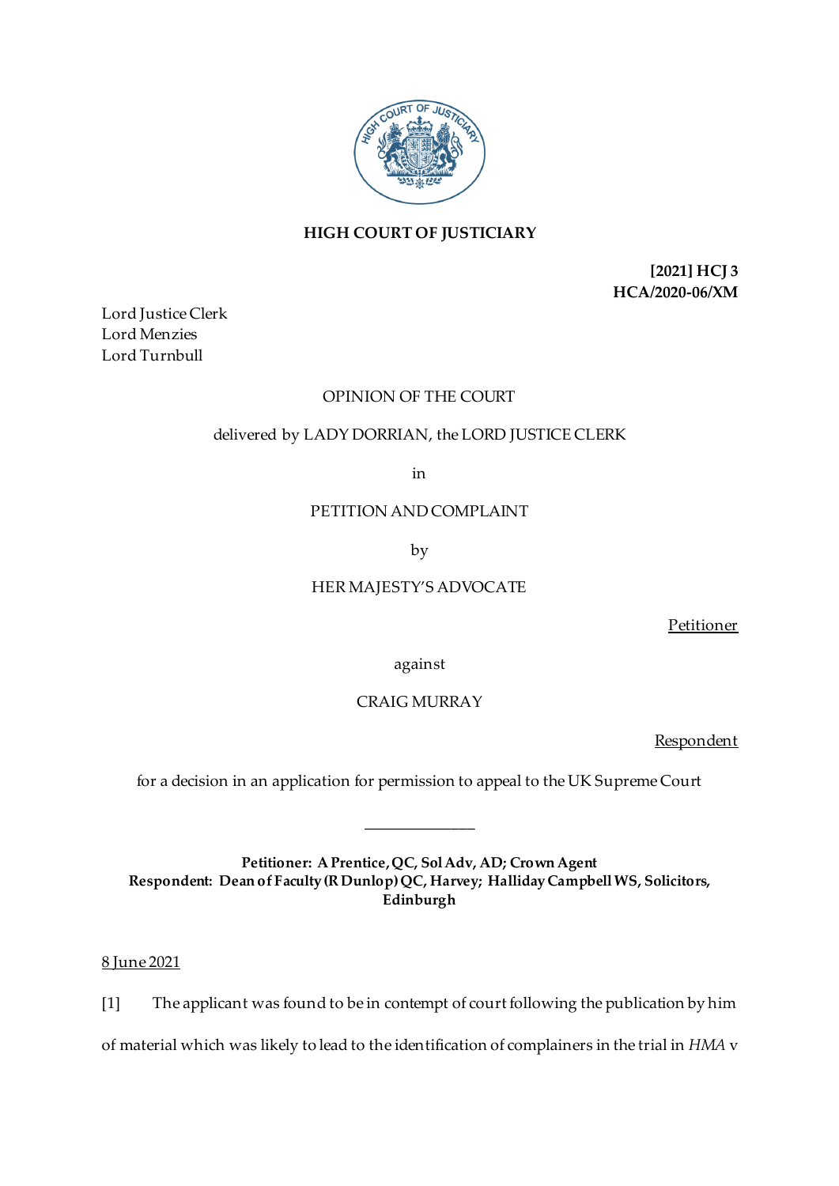# HIGH COURT OF JUSTICIARY

**[2021] HCJ 3**
**HCA/2020-06/XM**

Lord Justice Clerk
Lord Menzies
Lord Turnbull

OPINION OF THE COURT

delivered by LADY DORRIAN, the LORD JUSTICE CLERK

in

PETITION AND COMPLAINT

by

HER MAJESTY'S ADVOCATE

Petitioner

against

CRAIG MURRAY

Respondent

for a decision in an application for permission to appeal to the UK Supreme Court

______________

**Petitioner: A Prentice, QC, Sol Adv, AD; Crown Agent**
**Respondent: Dean of Faculty (R Dunlop) QC, Harvey; Halliday Campbell WS, Solicitors, Edinburgh**

8 June 2021

[1] The applicant was found to be in contempt of court following the publication by him of material which was likely to lead to the identification of complainers in the trial in *HMA* v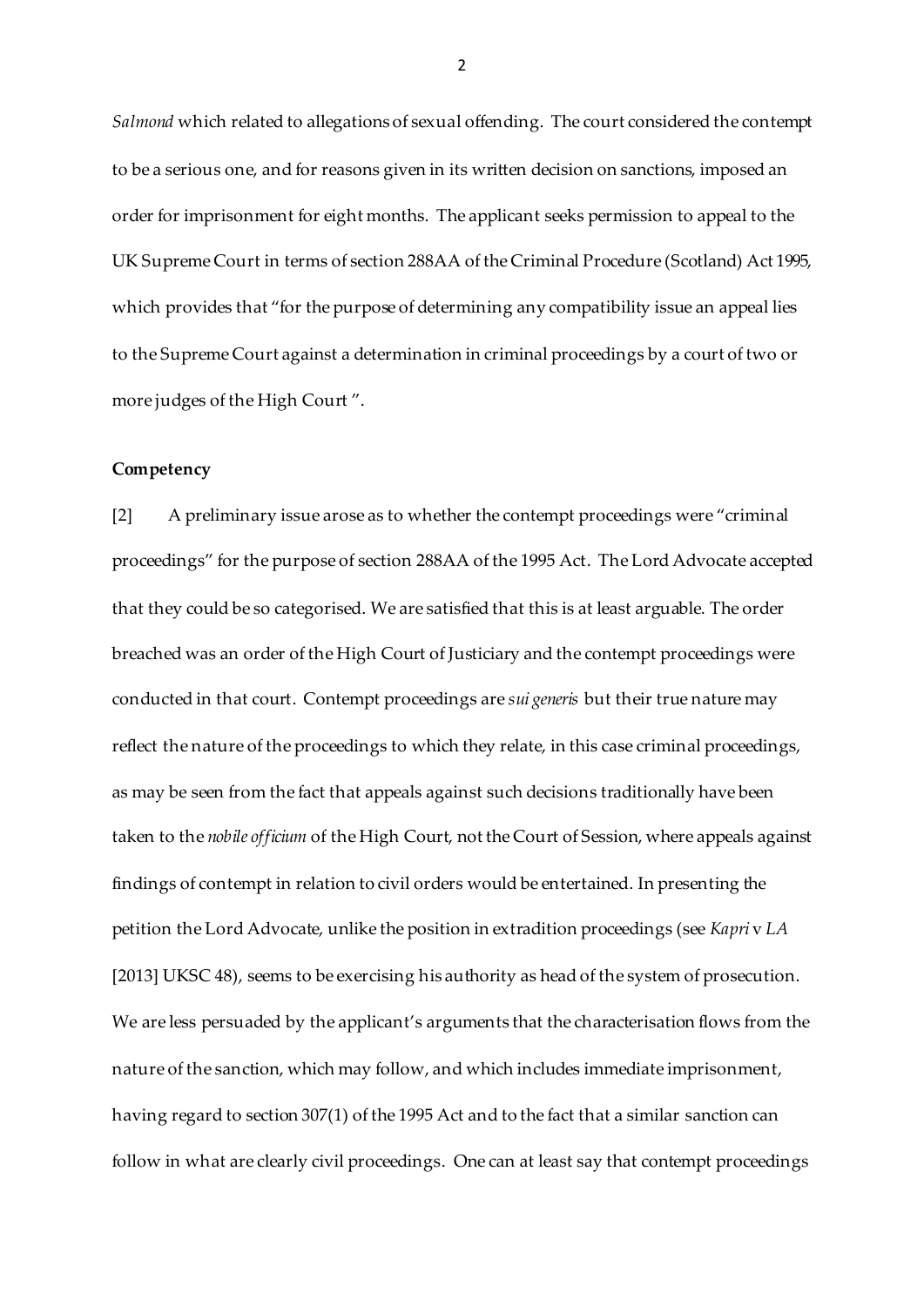*Salmond* which related to allegations of sexual offending. The court considered the contempt to be a serious one, and for reasons given in its written decision on sanctions, imposed an order for imprisonment for eight months. The applicant seeks permission to appeal to the UK Supreme Court in terms of section 288AA of the Criminal Procedure (Scotland) Act 1995, which provides that "for the purpose of determining any compatibility issue an appeal lies to the Supreme Court against a determination in criminal proceedings by a court of two or more judges of the High Court ".

**Competency**

[2] A preliminary issue arose as to whether the contempt proceedings were "criminal proceedings" for the purpose of section 288AA of the 1995 Act. The Lord Advocate accepted that they could be so categorised. We are satisfied that this is at least arguable. The order breached was an order of the High Court of Justiciary and the contempt proceedings were conducted in that court. Contempt proceedings are *sui generis* but their true nature may reflect the nature of the proceedings to which they relate, in this case criminal proceedings, as may be seen from the fact that appeals against such decisions traditionally have been taken to the *nobile officium* of the High Court, not the Court of Session, where appeals against findings of contempt in relation to civil orders would be entertained. In presenting the petition the Lord Advocate, unlike the position in extradition proceedings (see *Kapri* v *LA* [2013] UKSC 48), seems to be exercising his authority as head of the system of prosecution. We are less persuaded by the applicant's arguments that the characterisation flows from the nature of the sanction, which may follow, and which includes immediate imprisonment, having regard to section 307(1) of the 1995 Act and to the fact that a similar sanction can follow in what are clearly civil proceedings. One can at least say that contempt proceedings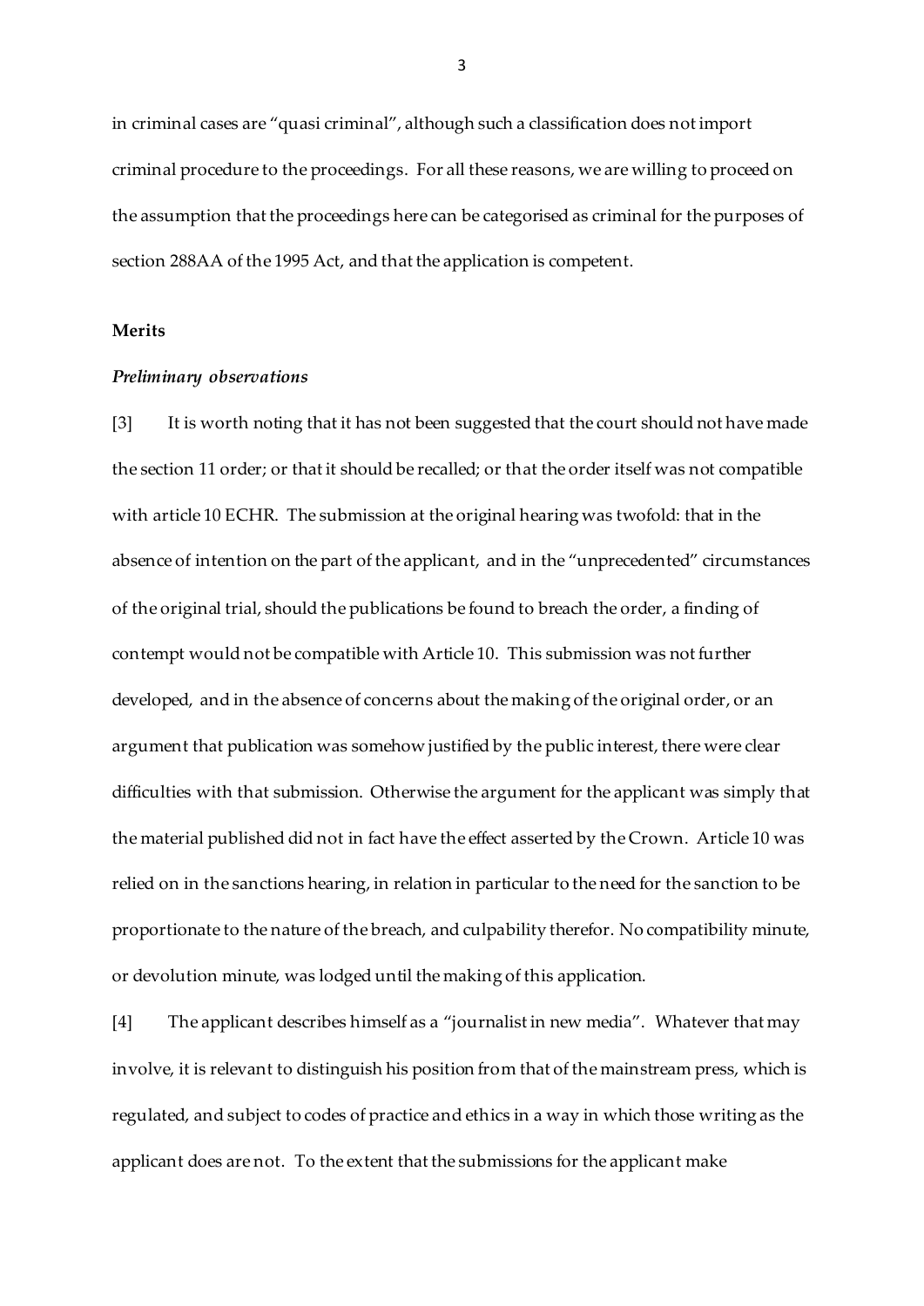in criminal cases are "quasi criminal", although such a classification does not import criminal procedure to the proceedings. For all these reasons, we are willing to proceed on the assumption that the proceedings here can be categorised as criminal for the purposes of section 288AA of the 1995 Act, and that the application is competent.

**Merits**

***Preliminary observations***

[3] It is worth noting that it has not been suggested that the court should not have made the section 11 order; or that it should be recalled; or that the order itself was not compatible with article 10 ECHR. The submission at the original hearing was twofold: that in the absence of intention on the part of the applicant, and in the "unprecedented" circumstances of the original trial, should the publications be found to breach the order, a finding of contempt would not be compatible with Article 10. This submission was not further developed, and in the absence of concerns about the making of the original order, or an argument that publication was somehow justified by the public interest, there were clear difficulties with that submission. Otherwise the argument for the applicant was simply that the material published did not in fact have the effect asserted by the Crown. Article 10 was relied on in the sanctions hearing, in relation in particular to the need for the sanction to be proportionate to the nature of the breach, and culpability therefor. No compatibility minute, or devolution minute, was lodged until the making of this application.

[4] The applicant describes himself as a "journalist in new media". Whatever that may involve, it is relevant to distinguish his position from that of the mainstream press, which is regulated, and subject to codes of practice and ethics in a way in which those writing as the applicant does are not. To the extent that the submissions for the applicant make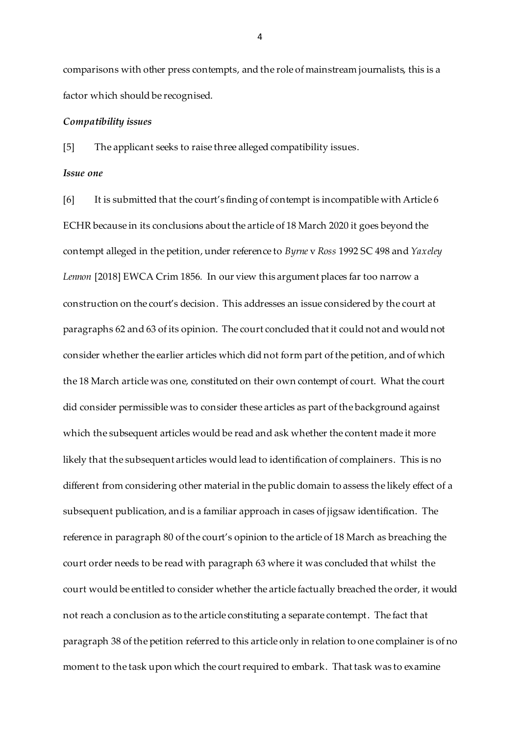comparisons with other press contempts, and the role of mainstream journalists, this is a factor which should be recognised.

***Compatibility issues***

[5] The applicant seeks to raise three alleged compatibility issues.

***Issue one***

[6] It is submitted that the court's finding of contempt is incompatible with Article 6 ECHR because in its conclusions about the article of 18 March 2020 it goes beyond the contempt alleged in the petition, under reference to *Byrne* v *Ross* 1992 SC 498 and *Yaxeley Lennon* [2018] EWCA Crim 1856. In our view this argument places far too narrow a construction on the court's decision. This addresses an issue considered by the court at paragraphs 62 and 63 of its opinion. The court concluded that it could not and would not consider whether the earlier articles which did not form part of the petition, and of which the 18 March article was one, constituted on their own contempt of court. What the court did consider permissible was to consider these articles as part of the background against which the subsequent articles would be read and ask whether the content made it more likely that the subsequent articles would lead to identification of complainers. This is no different from considering other material in the public domain to assess the likely effect of a subsequent publication, and is a familiar approach in cases of jigsaw identification. The reference in paragraph 80 of the court's opinion to the article of 18 March as breaching the court order needs to be read with paragraph 63 where it was concluded that whilst the court would be entitled to consider whether the article factually breached the order, it would not reach a conclusion as to the article constituting a separate contempt. The fact that paragraph 38 of the petition referred to this article only in relation to one complainer is of no moment to the task upon which the court required to embark. That task was to examine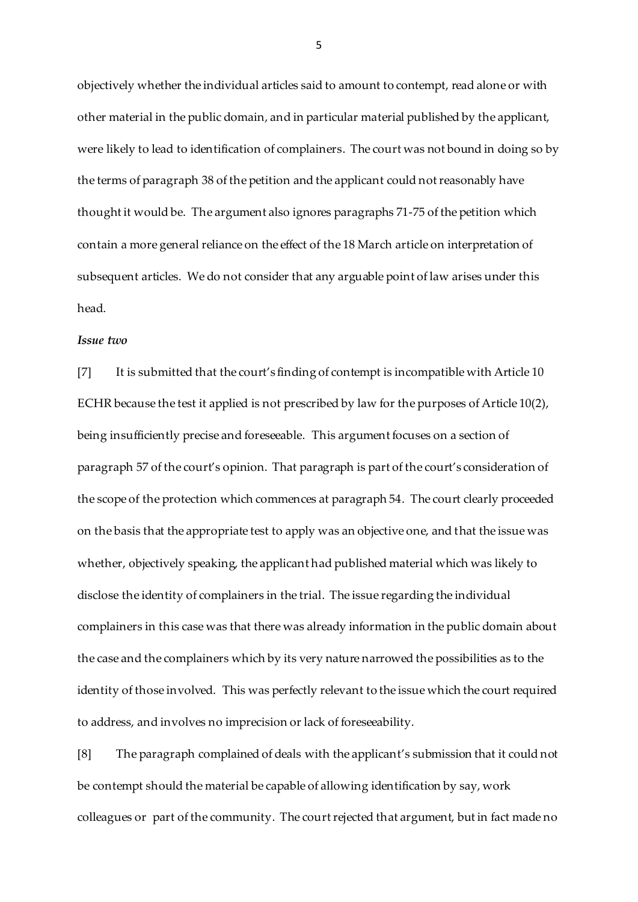objectively whether the individual articles said to amount to contempt, read alone or with other material in the public domain, and in particular material published by the applicant, were likely to lead to identification of complainers. The court was not bound in doing so by the terms of paragraph 38 of the petition and the applicant could not reasonably have thought it would be. The argument also ignores paragraphs 71-75 of the petition which contain a more general reliance on the effect of the 18 March article on interpretation of subsequent articles. We do not consider that any arguable point of law arises under this head.

***Issue two***

[7] It is submitted that the court's finding of contempt is incompatible with Article 10 ECHR because the test it applied is not prescribed by law for the purposes of Article 10(2), being insufficiently precise and foreseeable. This argument focuses on a section of paragraph 57 of the court's opinion. That paragraph is part of the court's consideration of the scope of the protection which commences at paragraph 54. The court clearly proceeded on the basis that the appropriate test to apply was an objective one, and that the issue was whether, objectively speaking, the applicant had published material which was likely to disclose the identity of complainers in the trial. The issue regarding the individual complainers in this case was that there was already information in the public domain about the case and the complainers which by its very nature narrowed the possibilities as to the identity of those involved. This was perfectly relevant to the issue which the court required to address, and involves no imprecision or lack of foreseeability.

[8] The paragraph complained of deals with the applicant's submission that it could not be contempt should the material be capable of allowing identification by say, work colleagues or part of the community. The court rejected that argument, but in fact made no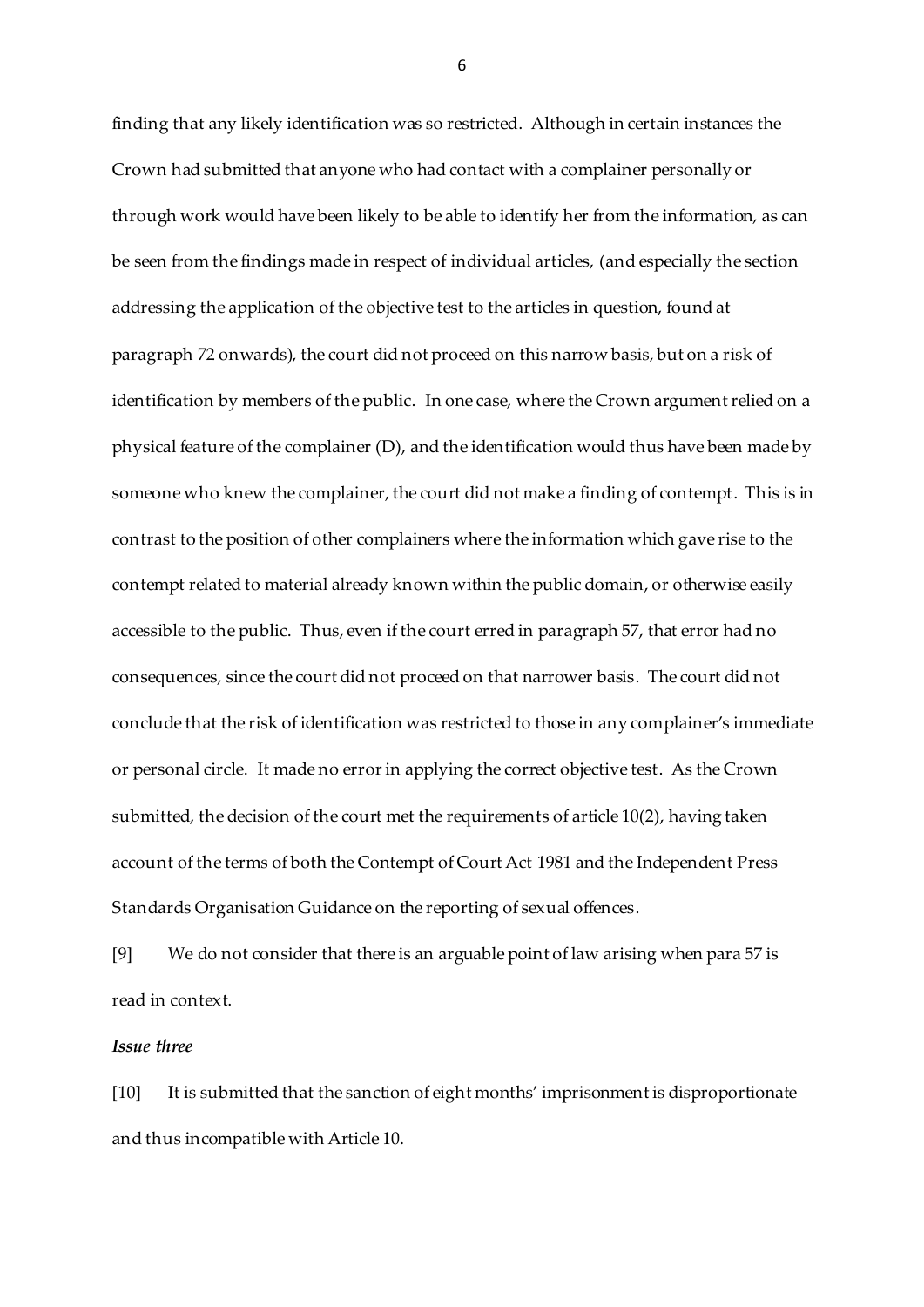finding that any likely identification was so restricted. Although in certain instances the Crown had submitted that anyone who had contact with a complainer personally or through work would have been likely to be able to identify her from the information, as can be seen from the findings made in respect of individual articles, (and especially the section addressing the application of the objective test to the articles in question, found at paragraph 72 onwards), the court did not proceed on this narrow basis, but on a risk of identification by members of the public. In one case, where the Crown argument relied on a physical feature of the complainer (D), and the identification would thus have been made by someone who knew the complainer, the court did not make a finding of contempt. This is in contrast to the position of other complainers where the information which gave rise to the contempt related to material already known within the public domain, or otherwise easily accessible to the public. Thus, even if the court erred in paragraph 57, that error had no consequences, since the court did not proceed on that narrower basis. The court did not conclude that the risk of identification was restricted to those in any complainer's immediate or personal circle. It made no error in applying the correct objective test. As the Crown submitted, the decision of the court met the requirements of article 10(2), having taken account of the terms of both the Contempt of Court Act 1981 and the Independent Press Standards Organisation Guidance on the reporting of sexual offences.

[9] We do not consider that there is an arguable point of law arising when para 57 is read in context.

***Issue three***

[10] It is submitted that the sanction of eight months' imprisonment is disproportionate and thus incompatible with Article 10.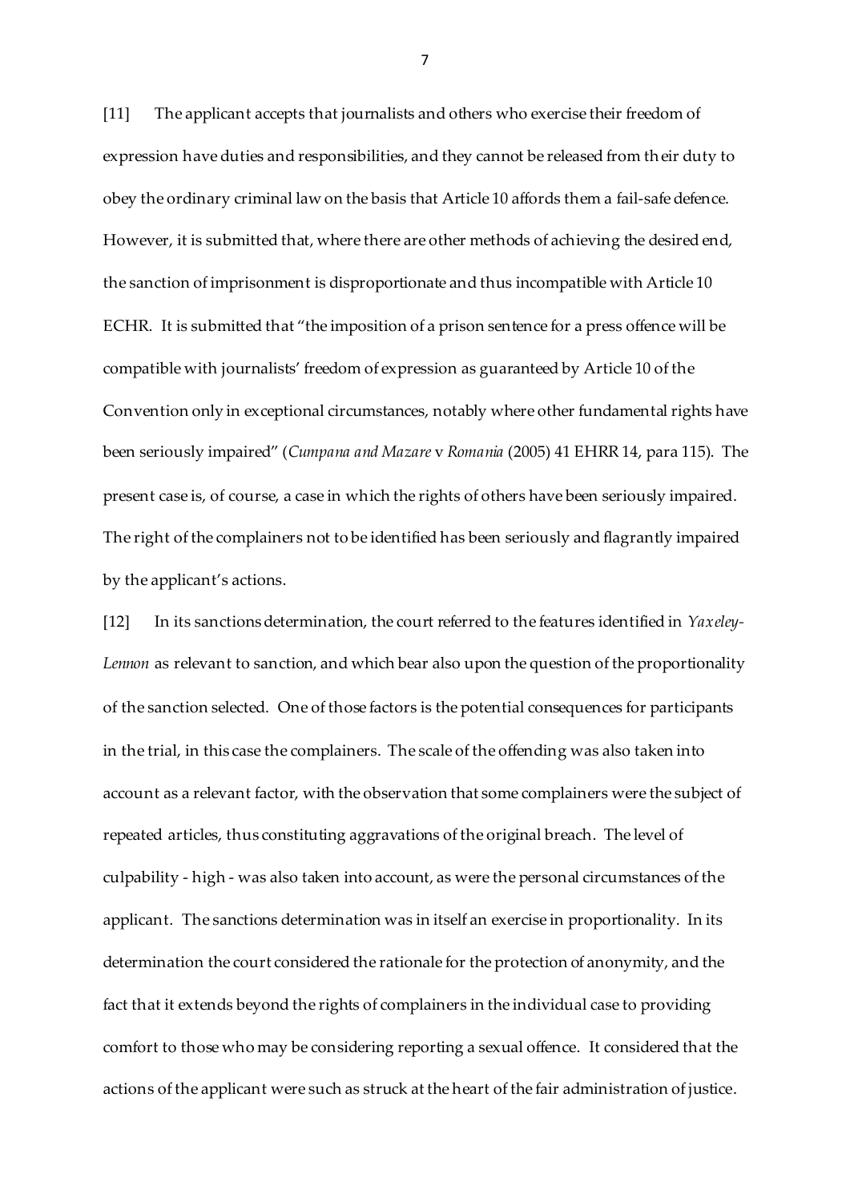[11] The applicant accepts that journalists and others who exercise their freedom of expression have duties and responsibilities, and they cannot be released from their duty to obey the ordinary criminal law on the basis that Article 10 affords them a fail-safe defence. However, it is submitted that, where there are other methods of achieving the desired end, the sanction of imprisonment is disproportionate and thus incompatible with Article 10 ECHR. It is submitted that "the imposition of a prison sentence for a press offence will be compatible with journalists' freedom of expression as guaranteed by Article 10 of the Convention only in exceptional circumstances, notably where other fundamental rights have been seriously impaired" (*Cumpana and Mazare* v *Romania* (2005) 41 EHRR 14, para 115). The present case is, of course, a case in which the rights of others have been seriously impaired. The right of the complainers not to be identified has been seriously and flagrantly impaired by the applicant's actions.

[12] In its sanctions determination, the court referred to the features identified in *Yaxeley-Lennon* as relevant to sanction, and which bear also upon the question of the proportionality of the sanction selected. One of those factors is the potential consequences for participants in the trial, in this case the complainers. The scale of the offending was also taken into account as a relevant factor, with the observation that some complainers were the subject of repeated articles, thus constituting aggravations of the original breach. The level of culpability - high - was also taken into account, as were the personal circumstances of the applicant. The sanctions determination was in itself an exercise in proportionality. In its determination the court considered the rationale for the protection of anonymity, and the fact that it extends beyond the rights of complainers in the individual case to providing comfort to those who may be considering reporting a sexual offence. It considered that the actions of the applicant were such as struck at the heart of the fair administration of justice.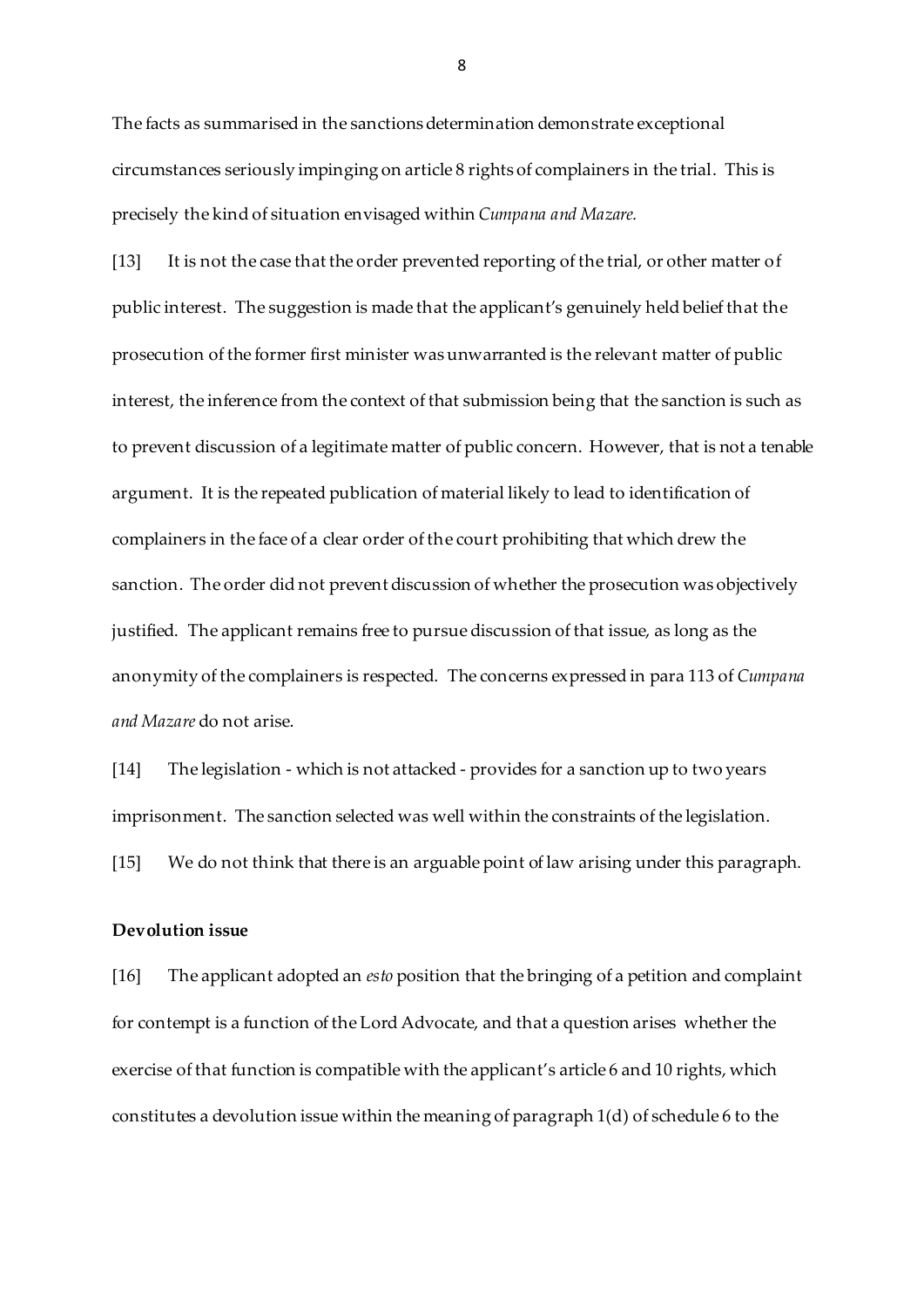The facts as summarised in the sanctions determination demonstrate exceptional circumstances seriously impinging on article 8 rights of complainers in the trial. This is precisely the kind of situation envisaged within *Cumpana and Mazare.*

[13] It is not the case that the order prevented reporting of the trial, or other matter of public interest. The suggestion is made that the applicant's genuinely held belief that the prosecution of the former first minister was unwarranted is the relevant matter of public interest, the inference from the context of that submission being that the sanction is such as to prevent discussion of a legitimate matter of public concern. However, that is not a tenable argument. It is the repeated publication of material likely to lead to identification of complainers in the face of a clear order of the court prohibiting that which drew the sanction. The order did not prevent discussion of whether the prosecution was objectively justified. The applicant remains free to pursue discussion of that issue, as long as the anonymity of the complainers is respected. The concerns expressed in para 113 of *Cumpana and Mazare* do not arise.

[14] The legislation - which is not attacked - provides for a sanction up to two years imprisonment. The sanction selected was well within the constraints of the legislation.

[15] We do not think that there is an arguable point of law arising under this paragraph.

**Devolution issue**

[16] The applicant adopted an *esto* position that the bringing of a petition and complaint for contempt is a function of the Lord Advocate, and that a question arises whether the exercise of that function is compatible with the applicant's article 6 and 10 rights, which constitutes a devolution issue within the meaning of paragraph 1(d) of schedule 6 to the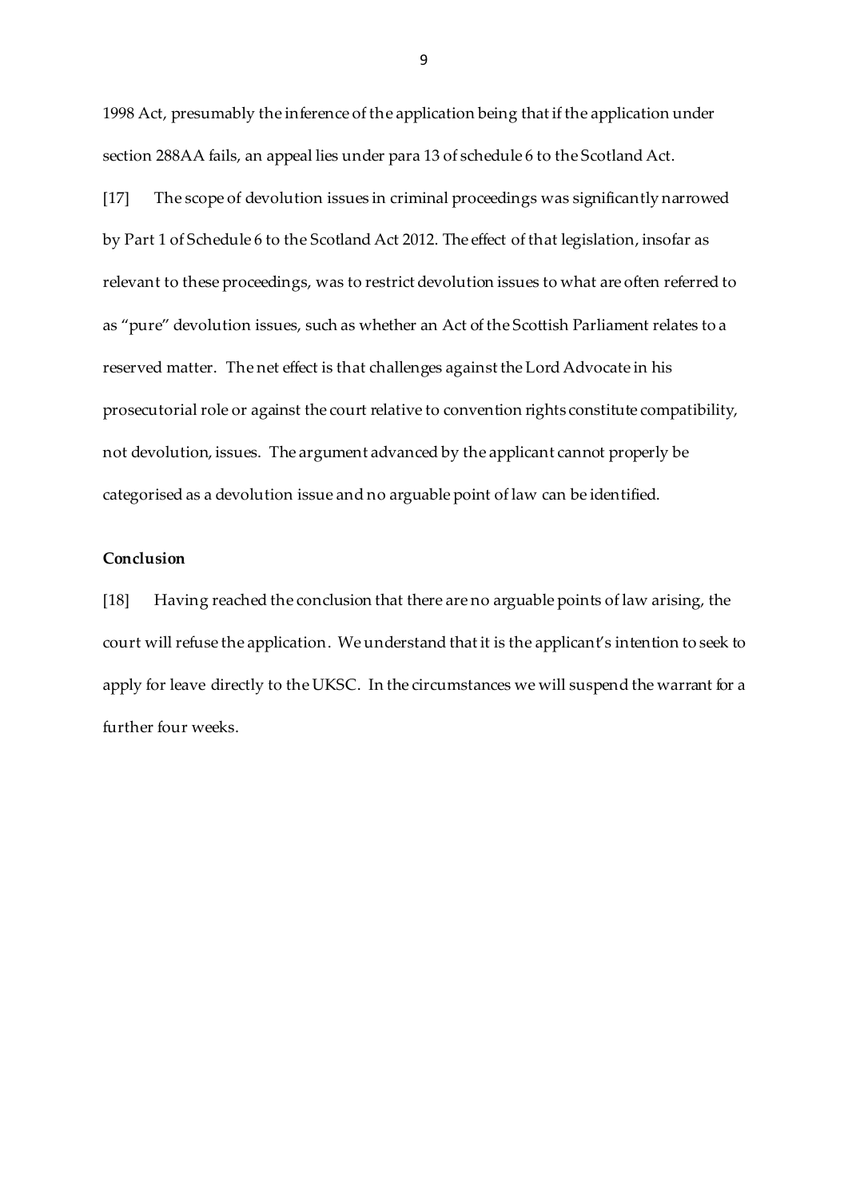1998 Act, presumably the inference of the application being that if the application under section 288AA fails, an appeal lies under para 13 of schedule 6 to the Scotland Act.

[17] The scope of devolution issues in criminal proceedings was significantly narrowed by Part 1 of Schedule 6 to the Scotland Act 2012. The effect of that legislation, insofar as relevant to these proceedings, was to restrict devolution issues to what are often referred to as "pure" devolution issues, such as whether an Act of the Scottish Parliament relates to a reserved matter. The net effect is that challenges against the Lord Advocate in his prosecutorial role or against the court relative to convention rights constitute compatibility, not devolution, issues. The argument advanced by the applicant cannot properly be categorised as a devolution issue and no arguable point of law can be identified.

**Conclusion**

[18] Having reached the conclusion that there are no arguable points of law arising, the court will refuse the application. We understand that it is the applicant's intention to seek to apply for leave directly to the UKSC. In the circumstances we will suspend the warrant for a further four weeks.